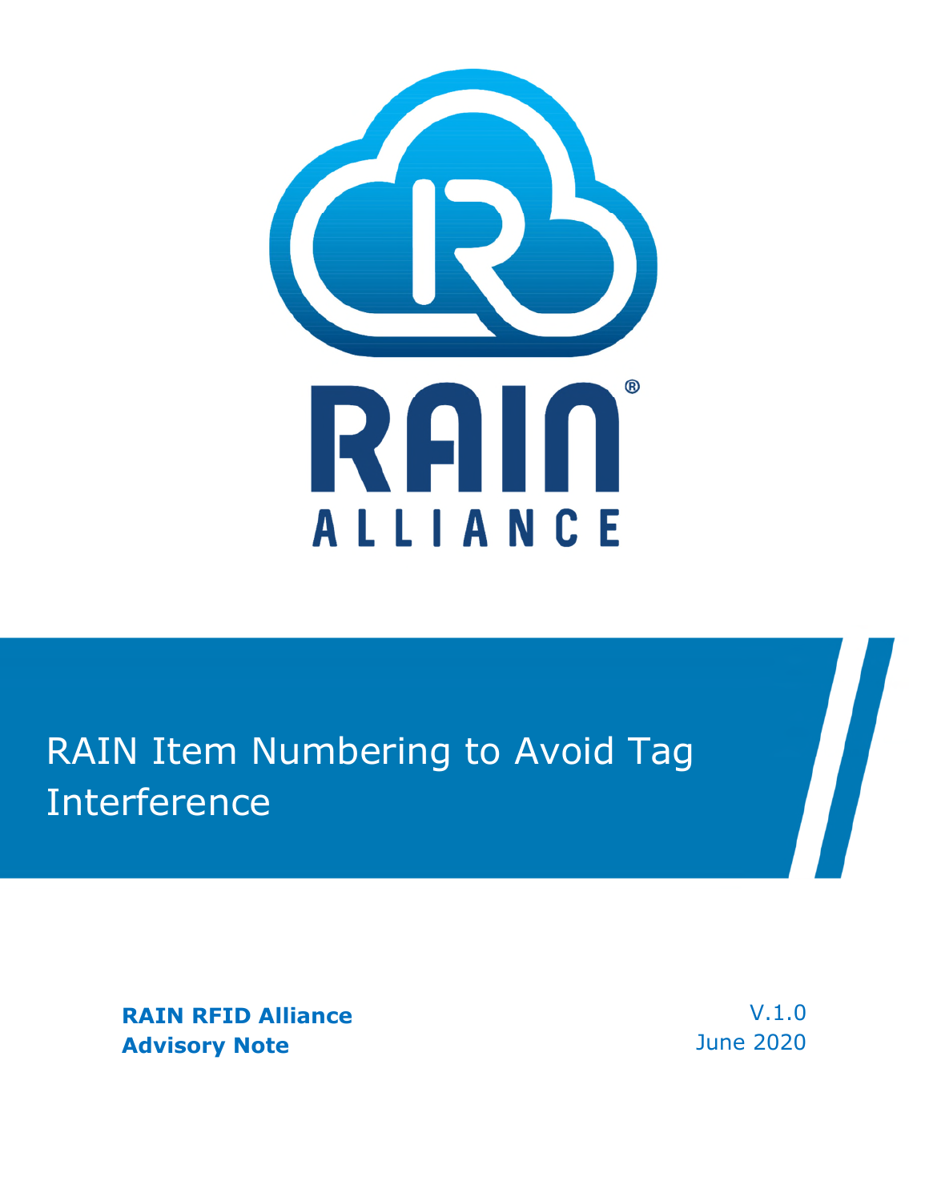# RAIN Item Numbering to Avoid Tag Interference

**RAIN RFID Alliance**
**Advisory Note**

V.1.0
June 2020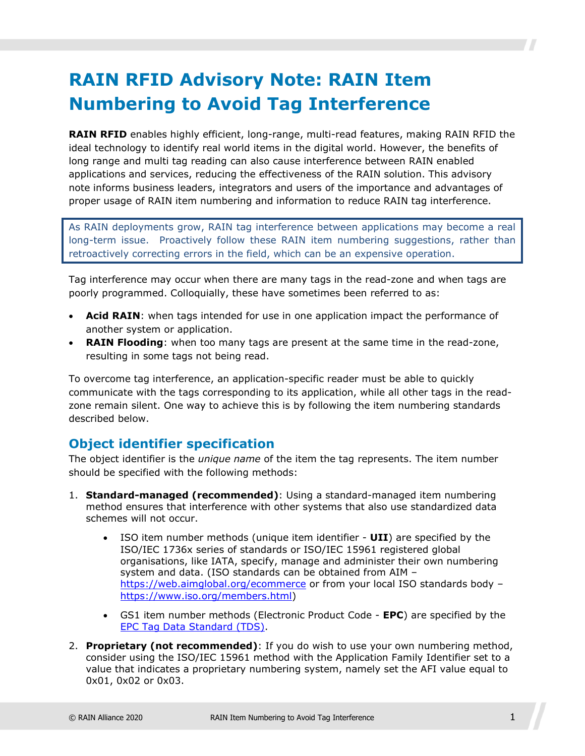# RAIN RFID Advisory Note: RAIN Item Numbering to Avoid Tag Interference

**RAIN RFID** enables highly efficient, long-range, multi-read features, making RAIN RFID the ideal technology to identify real world items in the digital world. However, the benefits of long range and multi tag reading can also cause interference between RAIN enabled applications and services, reducing the effectiveness of the RAIN solution. This advisory note informs business leaders, integrators and users of the importance and advantages of proper usage of RAIN item numbering and information to reduce RAIN tag interference.

> As RAIN deployments grow, RAIN tag interference between applications may become a real long-term issue. Proactively follow these RAIN item numbering suggestions, rather than retroactively correcting errors in the field, which can be an expensive operation.

Tag interference may occur when there are many tags in the read-zone and when tags are poorly programmed. Colloquially, these have sometimes been referred to as:

- **Acid RAIN**: when tags intended for use in one application impact the performance of another system or application.
- **RAIN Flooding**: when too many tags are present at the same time in the read-zone, resulting in some tags not being read.

To overcome tag interference, an application-specific reader must be able to quickly communicate with the tags corresponding to its application, while all other tags in the read-zone remain silent. One way to achieve this is by following the item numbering standards described below.

## Object identifier specification

The object identifier is the *unique name* of the item the tag represents. The item number should be specified with the following methods:

1. **Standard-managed (recommended)**: Using a standard-managed item numbering method ensures that interference with other systems that also use standardized data schemes will not occur.
    - ISO item number methods (unique item identifier - **UII**) are specified by the ISO/IEC 1736x series of standards or ISO/IEC 15961 registered global organisations, like IATA, specify, manage and administer their own numbering system and data. (ISO standards can be obtained from AIM – [https://web.aimglobal.org/ecommerce](https://web.aimglobal.org/ecommerce) or from your local ISO standards body – [https://www.iso.org/members.html](https://www.iso.org/members.html))
    - GS1 item number methods (Electronic Product Code - **EPC**) are specified by the [EPC Tag Data Standard (TDS)](#).
2. **Proprietary (not recommended)**: If you do wish to use your own numbering method, consider using the ISO/IEC 15961 method with the Application Family Identifier set to a value that indicates a proprietary numbering system, namely set the AFI value equal to 0x01, 0x02 or 0x03.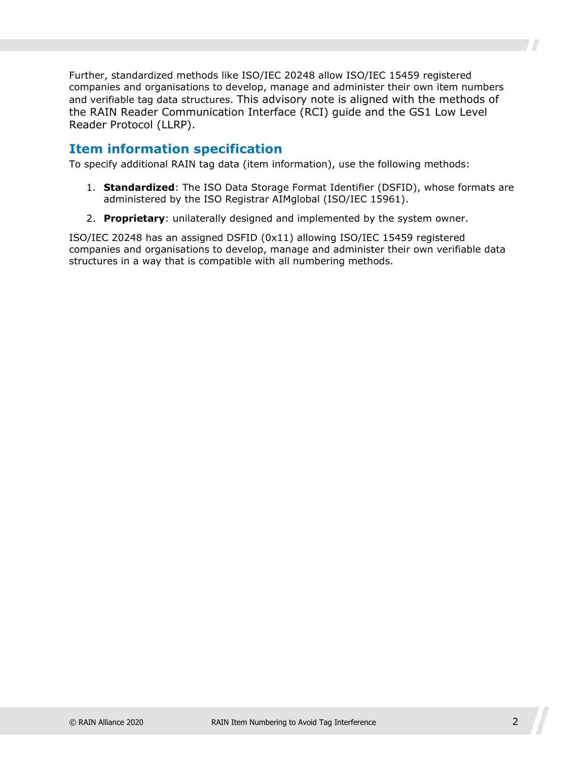Further, standardized methods like ISO/IEC 20248 allow ISO/IEC 15459 registered companies and organisations to develop, manage and administer their own item numbers and verifiable tag data structures. This advisory note is aligned with the methods of the RAIN Reader Communication Interface (RCI) guide and the GS1 Low Level Reader Protocol (LLRP).

## Item information specification

To specify additional RAIN tag data (item information), use the following methods:

1. **Standardized**: The ISO Data Storage Format Identifier (DSFID), whose formats are administered by the ISO Registrar AIMglobal (ISO/IEC 15961).
2. **Proprietary**: unilaterally designed and implemented by the system owner.

ISO/IEC 20248 has an assigned DSFID (0x11) allowing ISO/IEC 15459 registered companies and organisations to develop, manage and administer their own verifiable data structures in a way that is compatible with all numbering methods.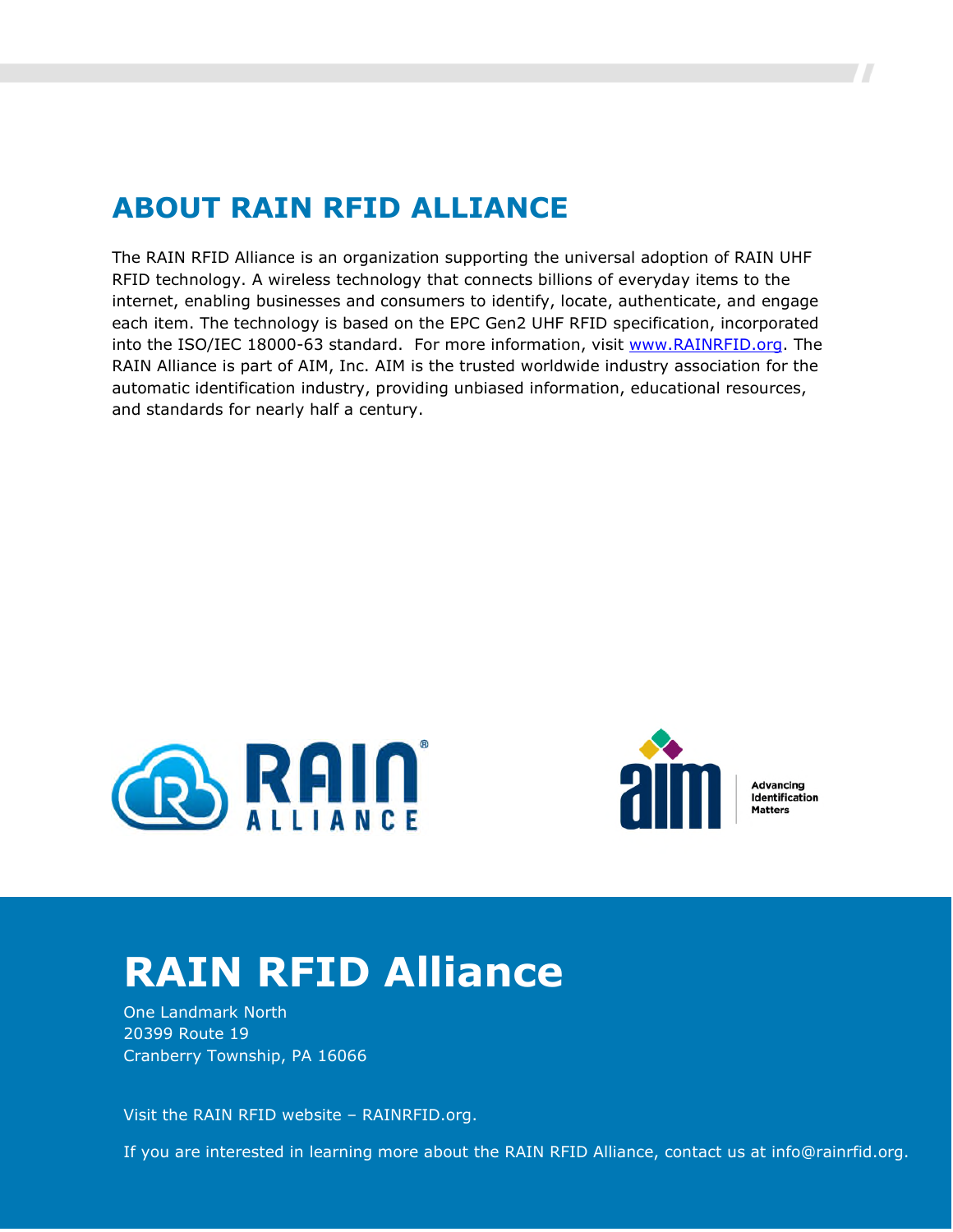## ABOUT RAIN RFID ALLIANCE

The RAIN RFID Alliance is an organization supporting the universal adoption of RAIN UHF RFID technology. A wireless technology that connects billions of everyday items to the internet, enabling businesses and consumers to identify, locate, authenticate, and engage each item. The technology is based on the EPC Gen2 UHF RFID specification, incorporated into the ISO/IEC 18000-63 standard. For more information, visit [www.RAINRFID.org](http://www.RAINRFID.org). The RAIN Alliance is part of AIM, Inc. AIM is the trusted worldwide industry association for the automatic identification industry, providing unbiased information, educational resources, and standards for nearly half a century.

# RAIN RFID Alliance

One Landmark North
20399 Route 19
Cranberry Township, PA 16066

Visit the RAIN RFID website – RAINRFID.org.

If you are interested in learning more about the RAIN RFID Alliance, contact us at info@rainrfid.org.